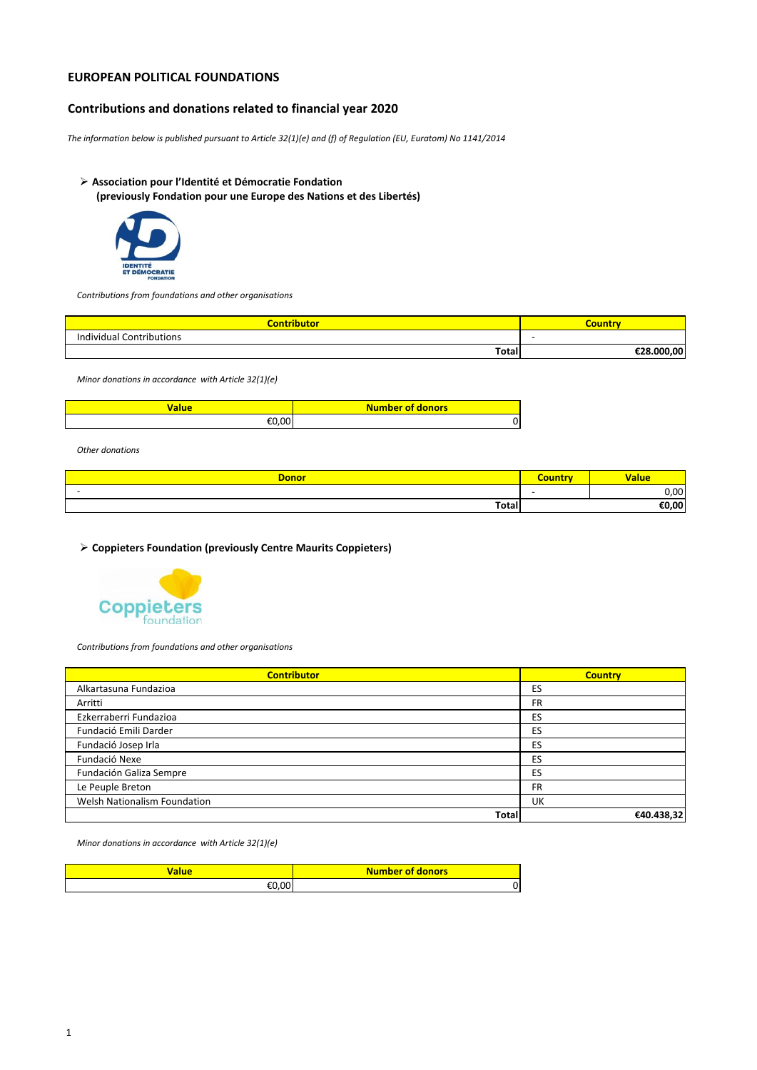# EUROPEAN POLITICAL FOUNDATIONS

## Contributions and donations related to financial year 2020

*The information below is published pursuant to Article 32(1)(e) and (f) of Regulation (EU, Euratom) No 1141/2014*

### ➢ Association pour l'Identité et Démocratie Fondation (previously Fondation pour une Europe des Nations et des Libertés)

*Contributions from foundations and other organisations*

| Contributor | Country |
|---|---|
| Individual Contributions | - |
| Total | €28.000,00 |

*Minor donations in accordance with Article 32(1)(e)*

| Value | Number of donors |
|---|---|
| €0,00 | 0 |

*Other donations*

| Donor | Country | Value |
|---|---|---|
| - | - | 0,00 |
| Total | | €0,00 |

### ➢ Coppieters Foundation (previously Centre Maurits Coppieters)

*Contributions from foundations and other organisations*

| Contributor | Country |
|---|---|
| Alkartasuna Fundazioa | ES |
| Arritti | FR |
| Ezkerraberri Fundazioa | ES |
| Fundació Emili Darder | ES |
| Fundació Josep Irla | ES |
| Fundació Nexe | ES |
| Fundación Galiza Sempre | ES |
| Le Peuple Breton | FR |
| Welsh Nationalism Foundation | UK |
| Total | €40.438,32 |

*Minor donations in accordance with Article 32(1)(e)*

| Value | Number of donors |
|---|---|
| €0,00 | 0 |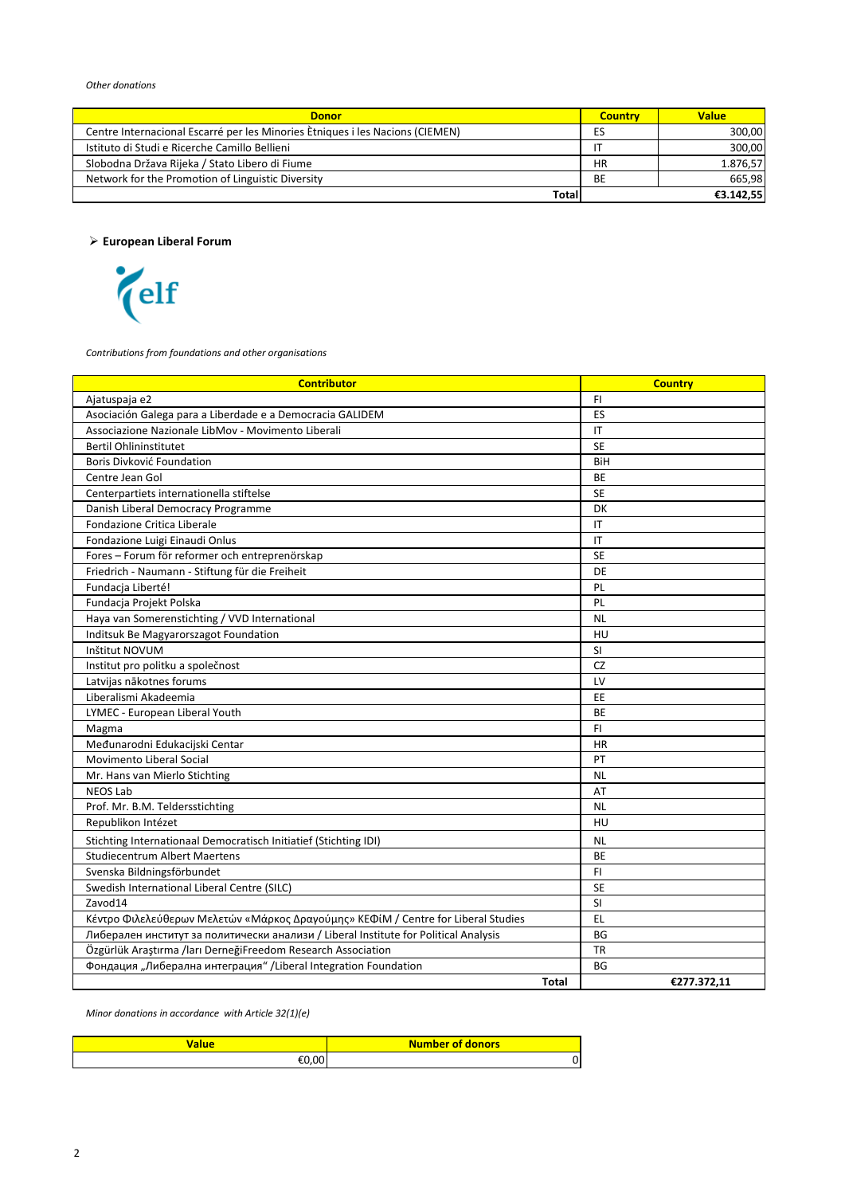*Other donations*

| Donor | Country | Value |
|---|---|---|
| Centre Internacional Escarré per les Minories Ètniques i les Nacions (CIEMEN) | ES | 300,00 |
| Istituto di Studi e Ricerche Camillo Bellieni | IT | 300,00 |
| Slobodna Država Rijeka / Stato Libero di Fiume | HR | 1.876,57 |
| Network for the Promotion of Linguistic Diversity | BE | 665,98 |
| **Total** | | **€3.142,55** |

- **European Liberal Forum**

elf

*Contributions from foundations and other organisations*

| Contributor | Country |
|---|---|
| Ajatuspaja e2 | FI |
| Asociación Galega para a Liberdade e a Democracia GALIDEM | ES |
| Associazione Nazionale LibMov - Movimento Liberali | IT |
| Bertil Ohlininstitutet | SE |
| Boris Divković Foundation | BiH |
| Centre Jean Gol | BE |
| Centerpartiets internationella stiftelse | SE |
| Danish Liberal Democracy Programme | DK |
| Fondazione Critica Liberale | IT |
| Fondazione Luigi Einaudi Onlus | IT |
| Fores – Forum för reformer och entreprenörskap | SE |
| Friedrich - Naumann - Stiftung für die Freiheit | DE |
| Fundacja Liberté! | PL |
| Fundacja Projekt Polska | PL |
| Haya van Somerenstichting / VVD International | NL |
| Inditsuk Be Magyarorszagot Foundation | HU |
| Inštitut NOVUM | SI |
| Institut pro politku a společnost | CZ |
| Latvijas nākotnes forums | LV |
| Liberalismi Akadeemia | EE |
| LYMEC - European Liberal Youth | BE |
| Magma | FI |
| Međunarodni Edukacijski Centar | HR |
| Movimento Liberal Social | PT |
| Mr. Hans van Mierlo Stichting | NL |
| NEOS Lab | AT |
| Prof. Mr. B.M. Teldersstichting | NL |
| Republikon Intézet | HU |
| Stichting Internationaal Democratisch Initiatief (Stichting IDI) | NL |
| Studiecentrum Albert Maertens | BE |
| Svenska Bildningsförbundet | FI |
| Swedish International Liberal Centre (SILC) | SE |
| Zavod14 | SI |
| Κέντρο Φιλελεύθερων Μελετών «Μάρκος Δραγούμης» ΚΕΦίΜ / Centre for Liberal Studies | EL |
| Либерален институт за политически анализи / Liberal Institute for Political Analysis | BG |
| Özgürlük Araştırma /lari DerneğiFreedom Research Association | TR |
| Фондация „Либерална интерграция" /Liberal Integration Foundation | BG |
| **Total** | **€277.372,11** |

*Minor donations in accordance with Article 32(1)(e)*

| Value | Number of donors |
|---|---|
| €0,00 | 0 |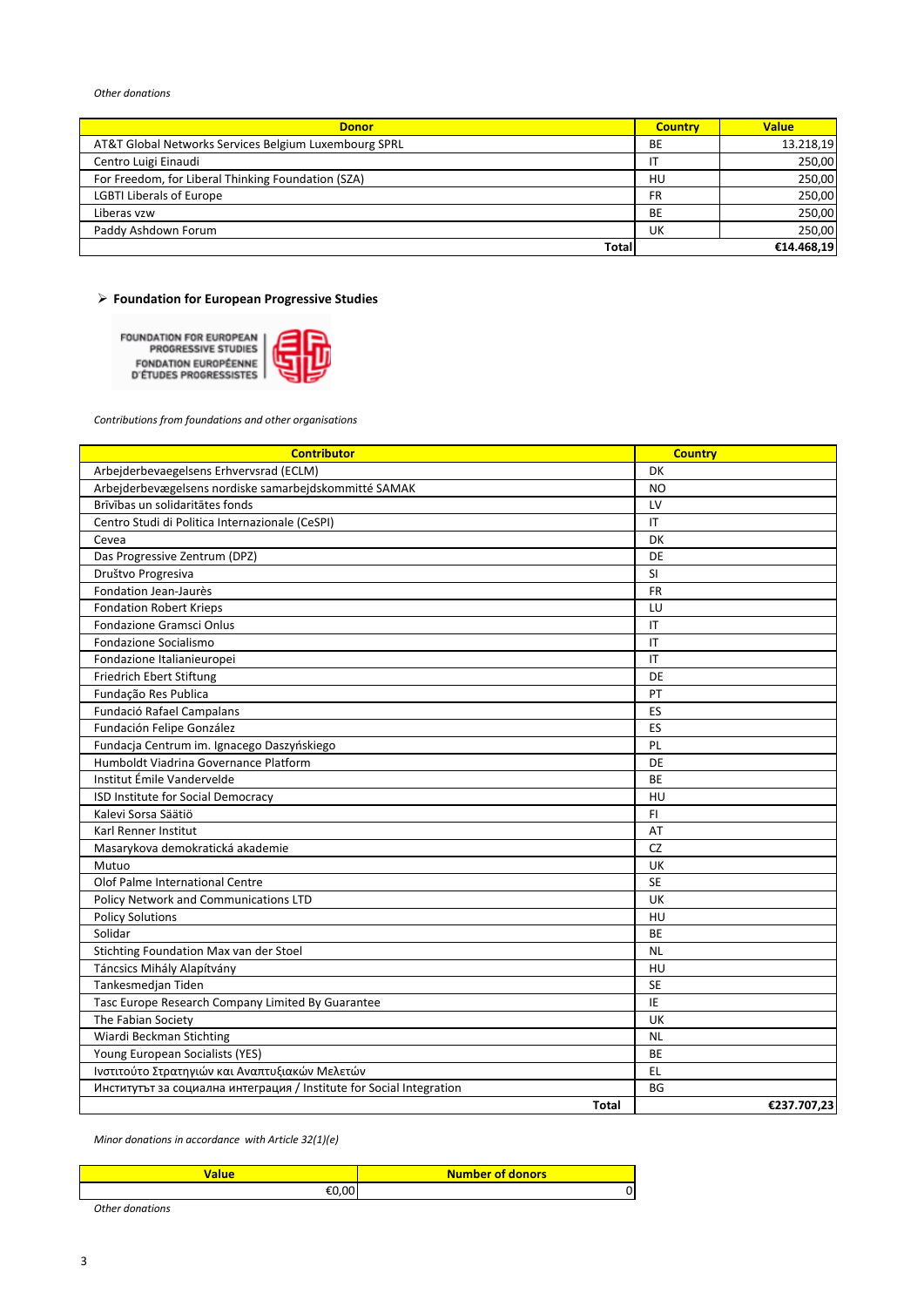*Other donations*

| Donor | Country | Value |
|---|---|---|
| AT&T Global Networks Services Belgium Luxembourg SPRL | BE | 13.218,19 |
| Centro Luigi Einaudi | IT | 250,00 |
| For Freedom, for Liberal Thinking Foundation (SZA) | HU | 250,00 |
| LGBTI Liberals of Europe | FR | 250,00 |
| Liberas vzw | BE | 250,00 |
| Paddy Ashdown Forum | UK | 250,00 |
| **Total** | | **€14.468,19** |

- **Foundation for European Progressive Studies**

*Contributions from foundations and other organisations*

| Contributor | Country |
|---|---|
| Arbejderbevaegelsens Erhvervsrad (ECLM) | DK |
| Arbejderbevægelsens nordiske samarbejdskommitté SAMAK | NO |
| Brīvības un solidaritātes fonds | LV |
| Centro Studi di Politica Internazionale (CeSPI) | IT |
| Cevea | DK |
| Das Progressive Zentrum (DPZ) | DE |
| Društvo Progresiva | SI |
| Fondation Jean-Jaurès | FR |
| Fondation Robert Krieps | LU |
| Fondazione Gramsci Onlus | IT |
| Fondazione Socialismo | IT |
| Fondazione Italianieuropei | IT |
| Friedrich Ebert Stiftung | DE |
| Fundação Res Publica | PT |
| Fundació Rafael Campalans | ES |
| Fundación Felipe González | ES |
| Fundacja Centrum im. Ignacego Daszyńskiego | PL |
| Humboldt Viadrina Governance Platform | DE |
| Institut Émile Vandervelde | BE |
| ISD Institute for Social Democracy | HU |
| Kalevi Sorsa Säätiö | FI |
| Karl Renner Institut | AT |
| Masarykova demokratická akademie | CZ |
| Mutuo | UK |
| Olof Palme International Centre | SE |
| Policy Network and Communications LTD | UK |
| Policy Solutions | HU |
| Solidar | BE |
| Stichting Foundation Max van der Stoel | NL |
| Táncsics Mihály Alapítvány | HU |
| Tankesmedjan Tiden | SE |
| Tasc Europe Research Company Limited By Guarantee | IE |
| The Fabian Society | UK |
| Wiardi Beckman Stichting | NL |
| Young European Socialists (YES) | BE |
| Ινστιτούτο Στρατηγιών και Αναπτυξιακών Μελετών | EL |
| Институтът за социална интеграция / Institute for Social Integration | BG |
| **Total** | **€237.707,23** |

*Minor donations in accordance with Article 32(1)(e)*

| Value | Number of donors |
|---|---|
| €0,00 | 0 |

*Other donations*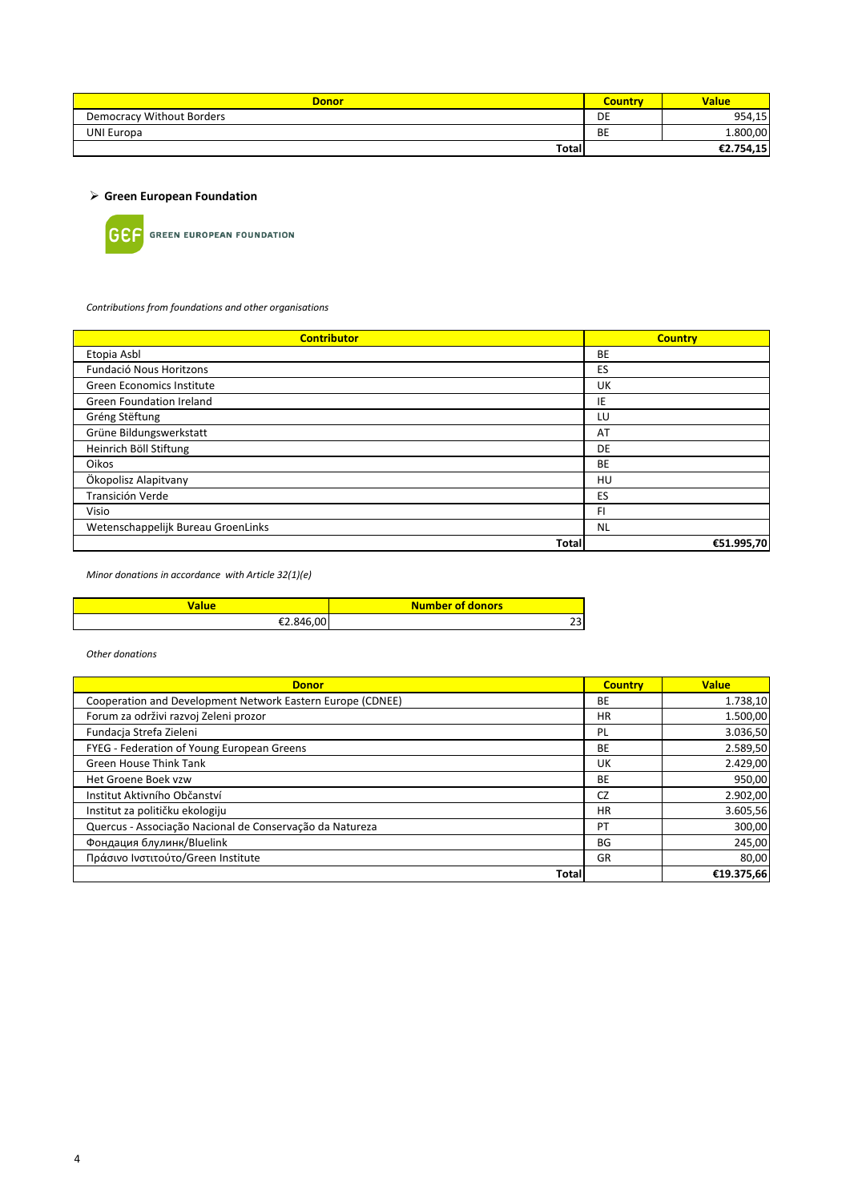| Donor | Country | Value |
|---|---|---|
| Democracy Without Borders | DE | 954,15 |
| UNI Europa | BE | 1.800,00 |
| **Total** | | **€2.754,15** |

- **Green European Foundation**

GREEN EUROPEAN FOUNDATION

*Contributions from foundations and other organisations*

| Contributor | Country |
|---|---|
| Etopia Asbl | BE |
| Fundació Nous Horitzons | ES |
| Green Economics Institute | UK |
| Green Foundation Ireland | IE |
| Gréng Stëftung | LU |
| Grüne Bildungswerkstatt | AT |
| Heinrich Böll Stiftung | DE |
| Oikos | BE |
| Ökopolisz Alapitvany | HU |
| Transición Verde | ES |
| Visio | FI |
| Wetenschappelijk Bureau GroenLinks | NL |
| **Total** | **€51.995,70** |

*Minor donations in accordance with Article 32(1)(e)*

| Value | Number of donors |
|---|---|
| €2.846,00 | 23 |

*Other donations*

| Donor | Country | Value |
|---|---|---|
| Cooperation and Development Network Eastern Europe (CDNEE) | BE | 1.738,10 |
| Forum za održivi razvoj Zeleni prozor | HR | 1.500,00 |
| Fundacja Strefa Zieleni | PL | 3.036,50 |
| FYEG - Federation of Young European Greens | BE | 2.589,50 |
| Green House Think Tank | UK | 2.429,00 |
| Het Groene Boek vzw | BE | 950,00 |
| Institut Aktivního Občanství | CZ | 2.902,00 |
| Institut za političku ekologiju | HR | 3.605,56 |
| Quercus - Associação Nacional de Conservação da Natureza | PT | 300,00 |
| Фондация блулинк/Bluelink | BG | 245,00 |
| Πράσινο Ινστιτούτο/Green Institute | GR | 80,00 |
| **Total** | | **€19.375,66** |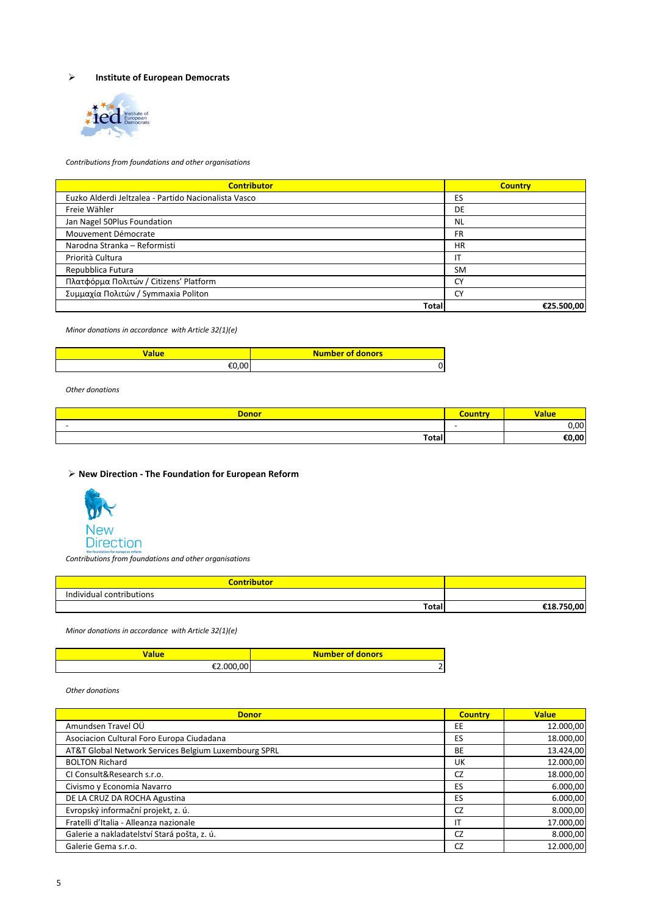- **Institute of European Democrats**

*Contributions from foundations and other organisations*

| Contributor | Country |
|---|---|
| Euzko Alderdi Jeltzalea - Partido Nacionalista Vasco | ES |
| Freie Wähler | DE |
| Jan Nagel 50Plus Foundation | NL |
| Mouvement Démocrate | FR |
| Narodna Stranka – Reformisti | HR |
| Priorità Cultura | IT |
| Repubblica Futura | SM |
| Πλατφόρμα Πολιτών / Citizens' Platform | CY |
| Συμμαχία Πολιτών / Symmaxia Politon | CY |
| Total | €25.500,00 |

*Minor donations in accordance with Article 32(1)(e)*

| Value | Number of donors |
|---|---|
| €0,00 | 0 |

*Other donations*

| Donor | Country | Value |
|---|---|---|
| - | - | 0,00 |
| Total | | €0,00 |

- **New Direction - The Foundation for European Reform**

*Contributions from foundations and other organisations*

| Contributor | |
|---|---|
| Individual contributions | |
| Total | €18.750,00 |

*Minor donations in accordance with Article 32(1)(e)*

| Value | Number of donors |
|---|---|
| €2.000,00 | 2 |

*Other donations*

| Donor | Country | Value |
|---|---|---|
| Amundsen Travel OÜ | EE | 12.000,00 |
| Asociacion Cultural Foro Europa Ciudadana | ES | 18.000,00 |
| AT&T Global Network Services Belgium Luxembourg SPRL | BE | 13.424,00 |
| BOLTON Richard | UK | 12.000,00 |
| CI Consult&Research s.r.o. | CZ | 18.000,00 |
| Civismo y Economia Navarro | ES | 6.000,00 |
| DE LA CRUZ DA ROCHA Agustina | ES | 6.000,00 |
| Evropský informační projekt, z. ú. | CZ | 8.000,00 |
| Fratelli d'Italia - Alleanza nazionale | IT | 17.000,00 |
| Galerie a nakladatelství Stará pošta, z. ú. | CZ | 8.000,00 |
| Galerie Gema s.r.o. | CZ | 12.000,00 |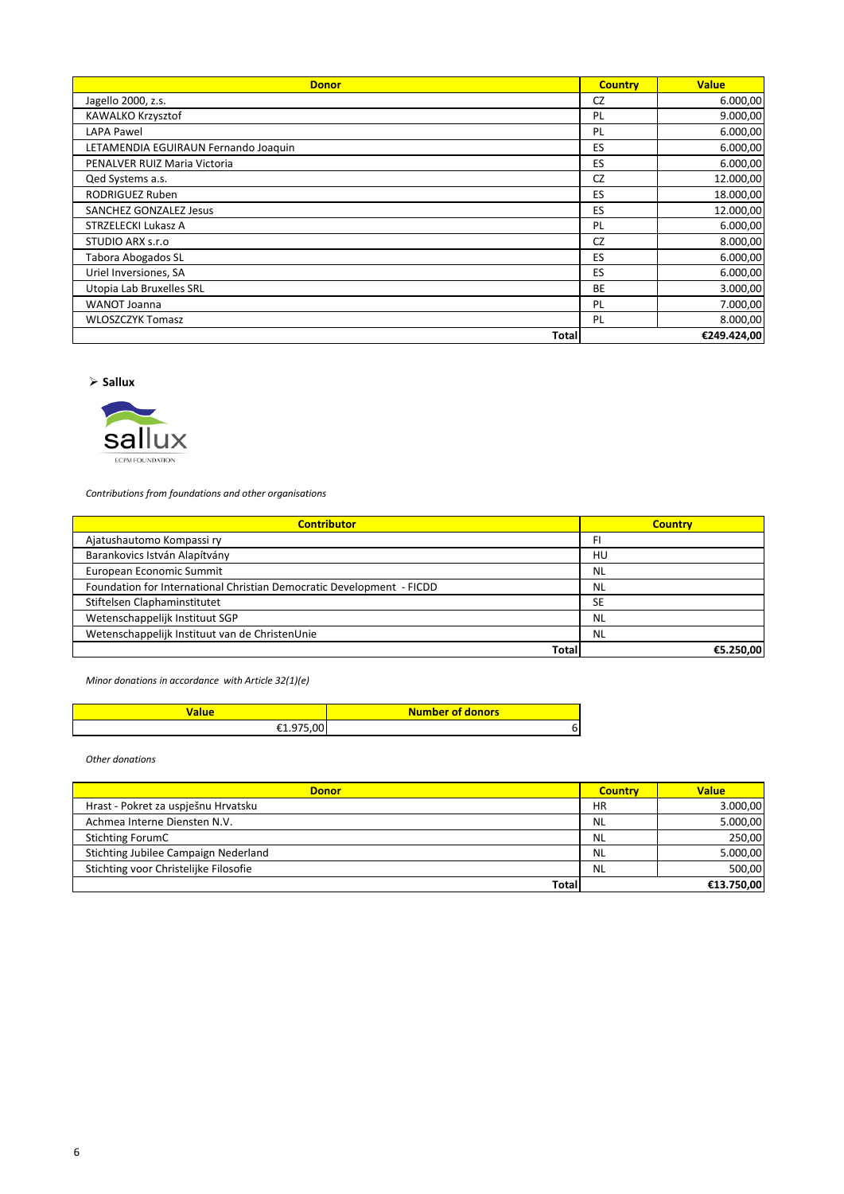| Donor | Country | Value |
|---|---|---|
| Jagello 2000, z.s. | CZ | 6.000,00 |
| KAWALKO Krzysztof | PL | 9.000,00 |
| LAPA Pawel | PL | 6.000,00 |
| LETAMENDIA EGUIRAUN Fernando Joaquin | ES | 6.000,00 |
| PENALVER RUIZ Maria Victoria | ES | 6.000,00 |
| Qed Systems a.s. | CZ | 12.000,00 |
| RODRIGUEZ Ruben | ES | 18.000,00 |
| SANCHEZ GONZALEZ Jesus | ES | 12.000,00 |
| STRZELECKI Lukasz A | PL | 6.000,00 |
| STUDIO ARX s.r.o | CZ | 8.000,00 |
| Tabora Abogados SL | ES | 6.000,00 |
| Uriel Inversiones, SA | ES | 6.000,00 |
| Utopia Lab Bruxelles SRL | BE | 3.000,00 |
| WANOT Joanna | PL | 7.000,00 |
| WLOSZCZYK Tomasz | PL | 8.000,00 |
| **Total** | | **€249.424,00** |

- **Sallux**

sallux
ECPM FOUNDATION

*Contributions from foundations and other organisations*

| Contributor | Country |
|---|---|
| Ajatushautomo Kompassi ry | FI |
| Barankovics István Alapítvány | HU |
| European Economic Summit | NL |
| Foundation for International Christian Democratic Development - FICDD | NL |
| Stiftelsen Claphaminstitutet | SE |
| Wetenschappelijk Instituut SGP | NL |
| Wetenschappelijk Instituut van de ChristenUnie | NL |
| **Total** | **€5.250,00** |

*Minor donations in accordance with Article 32(1)(e)*

| Value | Number of donors |
|---|---|
| €1.975,00 | 6 |

*Other donations*

| Donor | Country | Value |
|---|---|---|
| Hrast - Pokret za uspješnu Hrvatsku | HR | 3.000,00 |
| Achmea Interne Diensten N.V. | NL | 5.000,00 |
| Stichting ForumC | NL | 250,00 |
| Stichting Jubilee Campaign Nederland | NL | 5.000,00 |
| Stichting voor Christelijke Filosofie | NL | 500,00 |
| **Total** | | **€13.750,00** |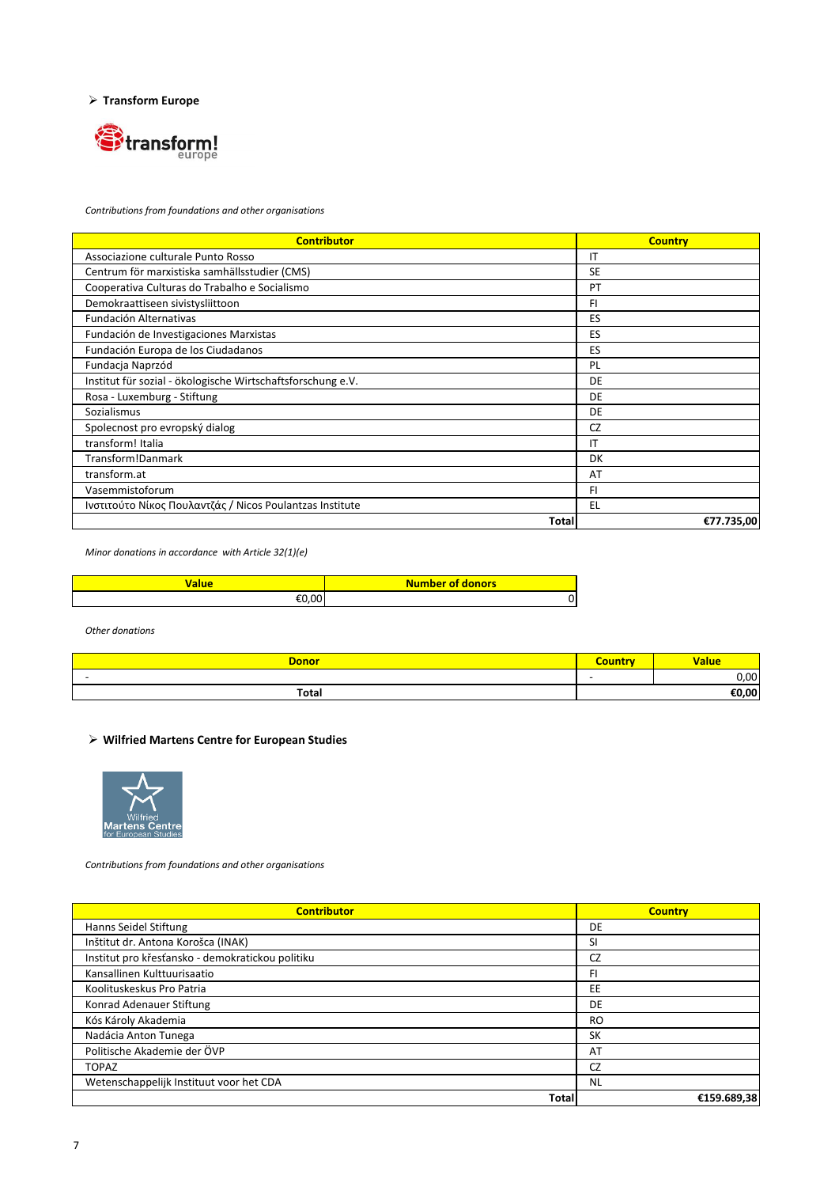- **Transform Europe**

*Contributions from foundations and other organisations*

| Contributor | Country |
|---|---|
| Associazione culturale Punto Rosso | IT |
| Centrum för marxistiska samhällsstudier (CMS) | SE |
| Cooperativa Culturas do Trabalho e Socialismo | PT |
| Demokraattiseen sivistysliittoon | FI |
| Fundación Alternativas | ES |
| Fundación de Investigaciones Marxistas | ES |
| Fundación Europa de los Ciudadanos | ES |
| Fundacja Naprzód | PL |
| Institut für sozial - ökologische Wirtschaftsforschung e.V. | DE |
| Rosa - Luxemburg - Stiftung | DE |
| Sozialismus | DE |
| Spolecnost pro evropský dialog | CZ |
| transform! Italia | IT |
| Transform!Danmark | DK |
| transform.at | AT |
| Vasemmistoforum | FI |
| Ινστιτούτο Νίκος Πουλαντζάς / Nicos Poulantzas Institute | EL |
| Total | €77.735,00 |

*Minor donations in accordance with Article 32(1)(e)*

| Value | Number of donors |
|---|---|
| €0,00 | 0 |

*Other donations*

| Donor | Country | Value |
|---|---|---|
| - | - | 0,00 |
| Total | | €0,00 |

- **Wilfried Martens Centre for European Studies**

*Contributions from foundations and other organisations*

| Contributor | Country |
|---|---|
| Hanns Seidel Stiftung | DE |
| Inštitut dr. Antona Korošca (INAK) | SI |
| Institut pro křesťansko - demokratickou politiku | CZ |
| Kansallinen Kulttuurisaatio | FI |
| Koolituskeskus Pro Patria | EE |
| Konrad Adenauer Stiftung | DE |
| Kós Károly Akademia | RO |
| Nadácia Anton Tunega | SK |
| Politische Akademie der ÖVP | AT |
| TOPAZ | CZ |
| Wetenschappelijk Instituut voor het CDA | NL |
| Total | €159.689,38 |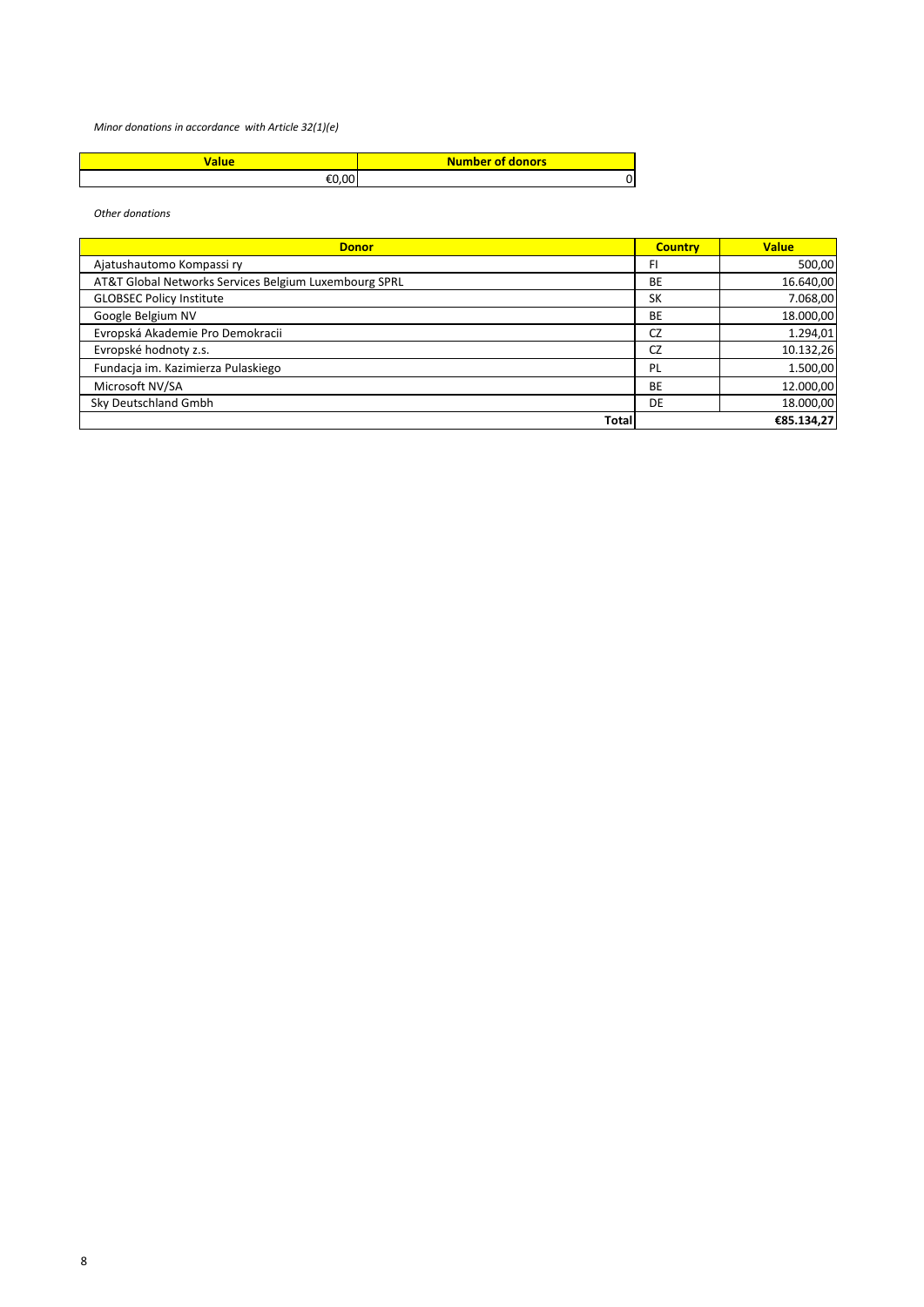*Minor donations in accordance with Article 32(1)(e)*

| Value | Number of donors |
|---|---|
| €0,00 | 0 |

*Other donations*

| Donor | Country | Value |
|---|---|---|
| Ajatushautomo Kompassi ry | FI | 500,00 |
| AT&T Global Networks Services Belgium Luxembourg SPRL | BE | 16.640,00 |
| GLOBSEC Policy Institute | SK | 7.068,00 |
| Google Belgium NV | BE | 18.000,00 |
| Evropská Akademie Pro Demokracii | CZ | 1.294,01 |
| Evropské hodnoty z.s. | CZ | 10.132,26 |
| Fundacja im. Kazimierza Pulaskiego | PL | 1.500,00 |
| Microsoft NV/SA | BE | 12.000,00 |
| Sky Deutschland Gmbh | DE | 18.000,00 |
| **Total** | | **€85.134,27** |